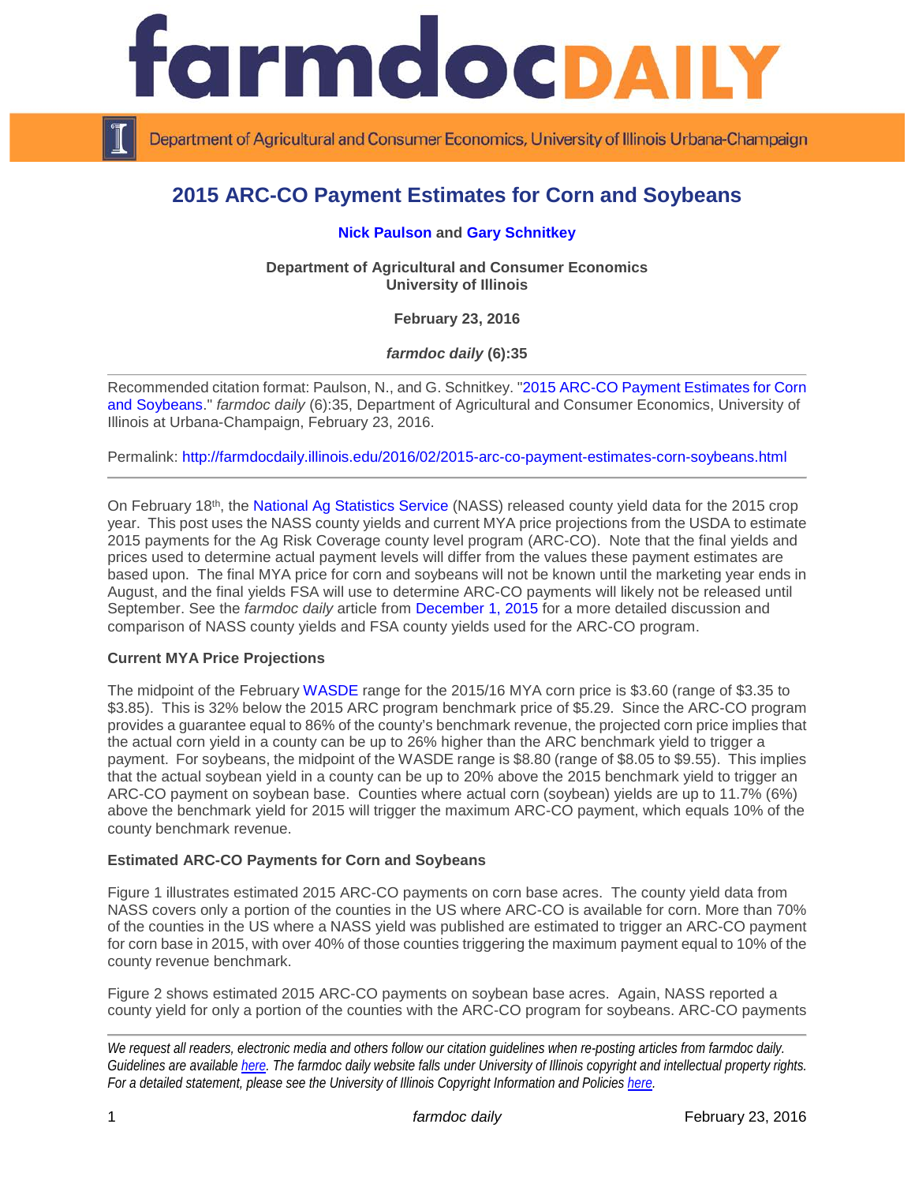# 2015 ARC-CO Payment Estimates for Corn and Soybeans

**Nick Paulson** and **Gary Schnitkey**

**Department of Agricultural and Consumer Economics**
**University of Illinois**

**February 23, 2016**

***farmdoc daily* (6):35**

---

Recommended citation format: Paulson, N., and G. Schnitkey. "2015 ARC-CO Payment Estimates for Corn and Soybeans." *farmdoc daily* (6):35, Department of Agricultural and Consumer Economics, University of Illinois at Urbana-Champaign, February 23, 2016.

Permalink: http://farmdocdaily.illinois.edu/2016/02/2015-arc-co-payment-estimates-corn-soybeans.html

---

On February 18th, the National Ag Statistics Service (NASS) released county yield data for the 2015 crop year. This post uses the NASS county yields and current MYA price projections from the USDA to estimate 2015 payments for the Ag Risk Coverage county level program (ARC-CO). Note that the final yields and prices used to determine actual payment levels will differ from the values these payment estimates are based upon. The final MYA price for corn and soybeans will not be known until the marketing year ends in August, and the final yields FSA will use to determine ARC-CO payments will likely not be released until September. See the *farmdoc daily* article from December 1, 2015 for a more detailed discussion and comparison of NASS county yields and FSA county yields used for the ARC-CO program.

**Current MYA Price Projections**

The midpoint of the February WASDE range for the 2015/16 MYA corn price is $3.60 (range of $3.35 to $3.85). This is 32% below the 2015 ARC program benchmark price of $5.29. Since the ARC-CO program provides a guarantee equal to 86% of the county's benchmark revenue, the projected corn price implies that the actual corn yield in a county can be up to 26% higher than the ARC benchmark yield to trigger a payment. For soybeans, the midpoint of the WASDE range is $8.80 (range of $8.05 to $9.55). This implies that the actual soybean yield in a county can be up to 20% above the 2015 benchmark yield to trigger an ARC-CO payment on soybean base. Counties where actual corn (soybean) yields are up to 11.7% (6%) above the benchmark yield for 2015 will trigger the maximum ARC-CO payment, which equals 10% of the county benchmark revenue.

**Estimated ARC-CO Payments for Corn and Soybeans**

Figure 1 illustrates estimated 2015 ARC-CO payments on corn base acres. The county yield data from NASS covers only a portion of the counties in the US where ARC-CO is available for corn. More than 70% of the counties in the US where a NASS yield was published are estimated to trigger an ARC-CO payment for corn base in 2015, with over 40% of those counties triggering the maximum payment equal to 10% of the county revenue benchmark.

Figure 2 shows estimated 2015 ARC-CO payments on soybean base acres. Again, NASS reported a county yield for only a portion of the counties with the ARC-CO program for soybeans. ARC-CO payments

---

*We request all readers, electronic media and others follow our citation guidelines when re-posting articles from farmdoc daily. Guidelines are available here. The farmdoc daily website falls under University of Illinois copyright and intellectual property rights. For a detailed statement, please see the University of Illinois Copyright Information and Policies here.*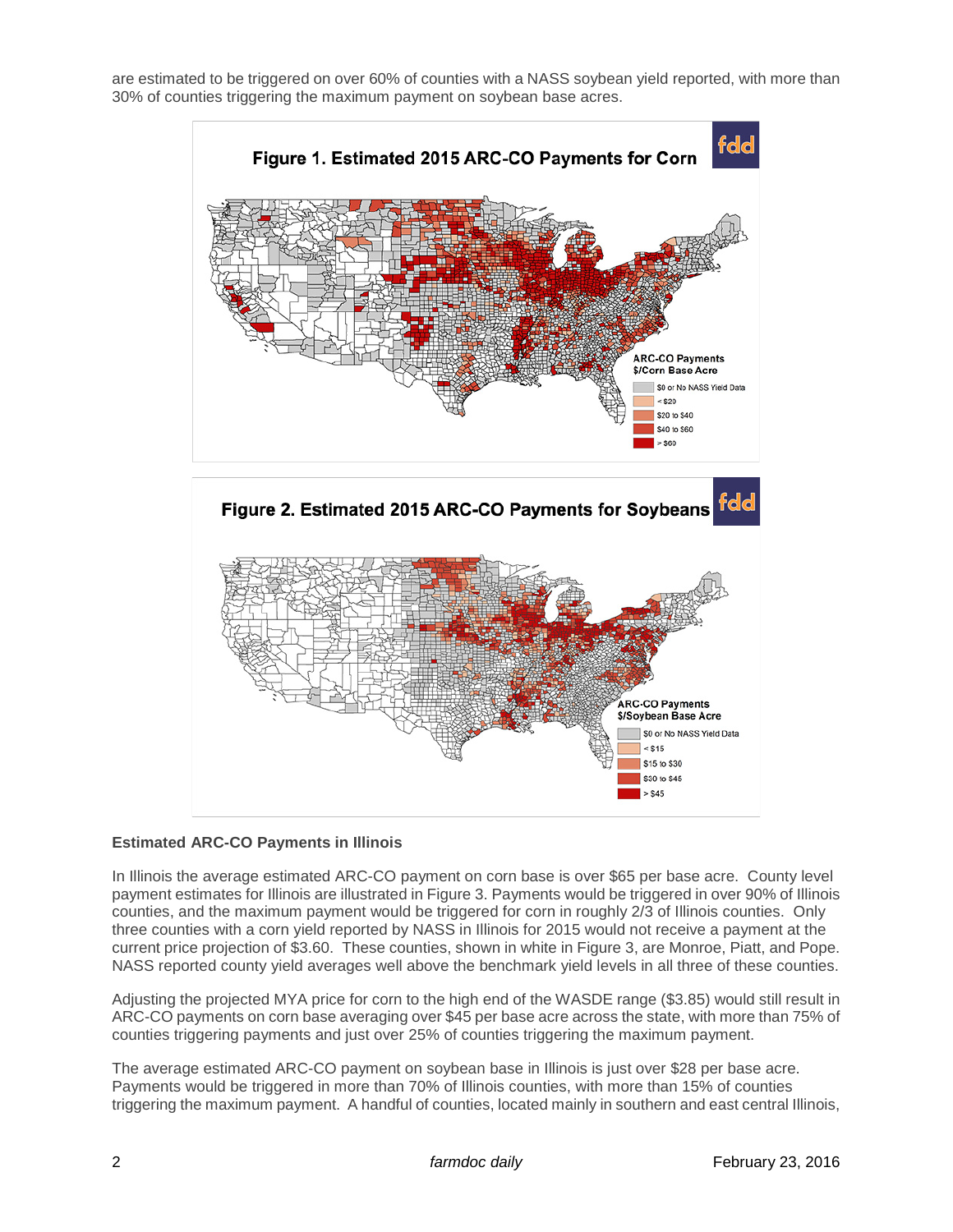are estimated to be triggered on over 60% of counties with a NASS soybean yield reported, with more than 30% of counties triggering the maximum payment on soybean base acres.

**Figure 1. Estimated 2015 ARC-CO Payments for Corn**

ARC-CO Payments $/Corn Base Acre
- $0 or No NASS Yield Data
- < $20
- $20 to $40
- $40 to $60
- > $60

**Figure 2. Estimated 2015 ARC-CO Payments for Soybeans**

ARC-CO Payments $/Soybean Base Acre
- $0 or No NASS Yield Data
- < $15
- $15 to $30
- $30 to $45
- > $45

### Estimated ARC-CO Payments in Illinois

In Illinois the average estimated ARC-CO payment on corn base is over $65 per base acre. County level payment estimates for Illinois are illustrated in Figure 3. Payments would be triggered in over 90% of Illinois counties, and the maximum payment would be triggered for corn in roughly 2/3 of Illinois counties. Only three counties with a corn yield reported by NASS in Illinois for 2015 would not receive a payment at the current price projection of $3.60. These counties, shown in white in Figure 3, are Monroe, Piatt, and Pope. NASS reported county yield averages well above the benchmark yield levels in all three of these counties.

Adjusting the projected MYA price for corn to the high end of the WASDE range ($3.85) would still result in ARC-CO payments on corn base averaging over $45 per base acre across the state, with more than 75% of counties triggering payments and just over 25% of counties triggering the maximum payment.

The average estimated ARC-CO payment on soybean base in Illinois is just over $28 per base acre. Payments would be triggered in more than 70% of Illinois counties, with more than 15% of counties triggering the maximum payment. A handful of counties, located mainly in southern and east central Illinois,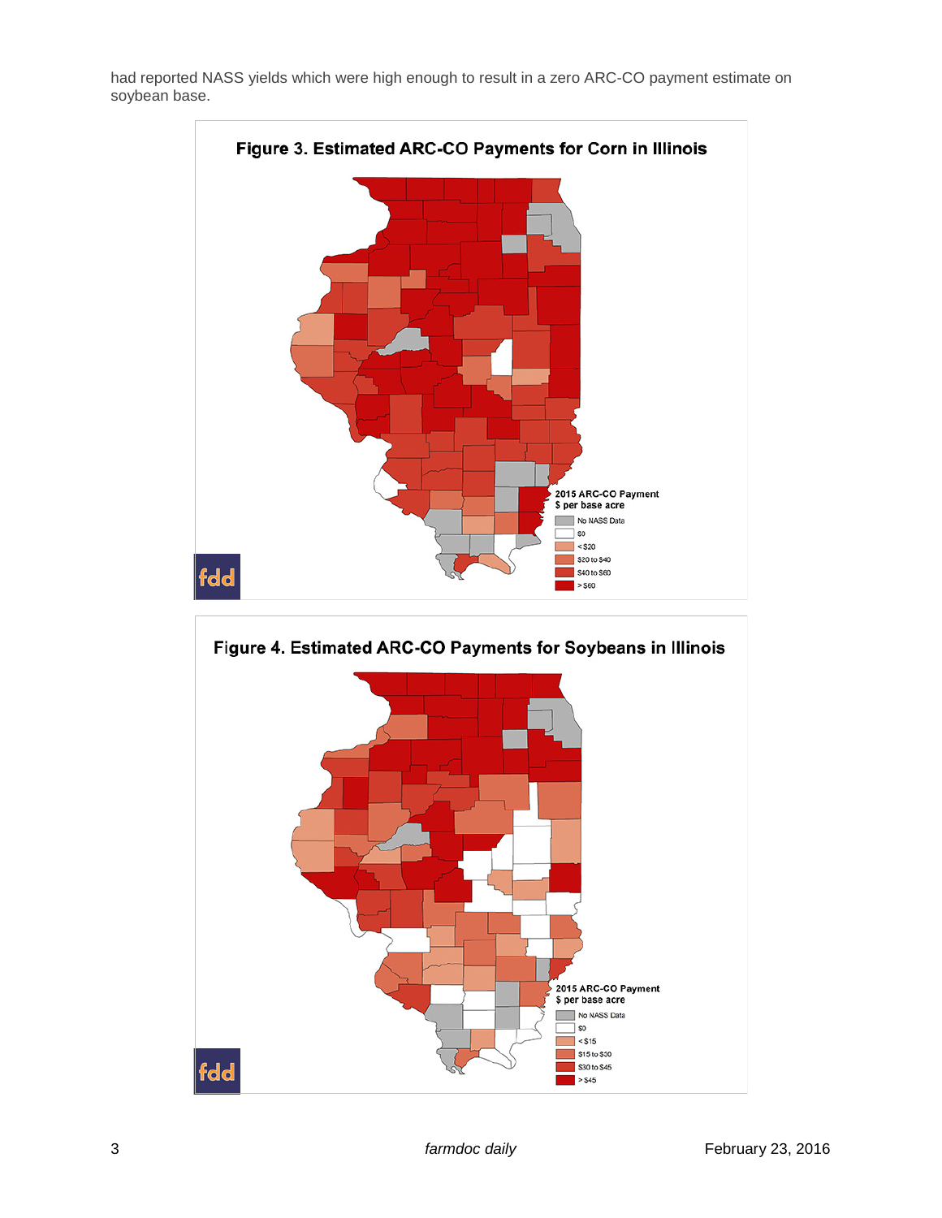had reported NASS yields which were high enough to result in a zero ARC-CO payment estimate on soybean base.

**Figure 3. Estimated ARC-CO Payments for Corn in Illinois**

2015 ARC-CO Payment
$ per base acre

- No NASS Data
- $0
- < $20
- $20 to $40
- $40 to $60
- > $60

**Figure 4. Estimated ARC-CO Payments for Soybeans in Illinois**

2015 ARC-CO Payment
$ per base acre

- No NASS Data
- $0
- < $15
- $15 to $30
- $30 to $45
- > $45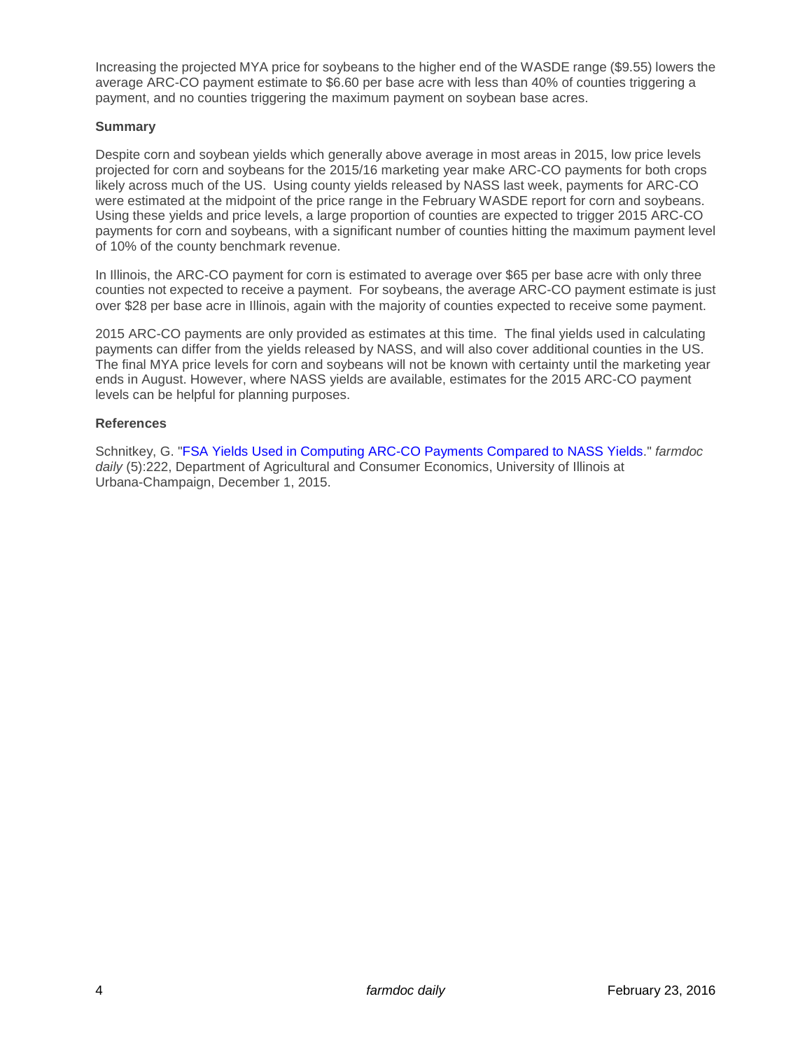Increasing the projected MYA price for soybeans to the higher end of the WASDE range ($9.55) lowers the average ARC-CO payment estimate to $6.60 per base acre with less than 40% of counties triggering a payment, and no counties triggering the maximum payment on soybean base acres.

**Summary**

Despite corn and soybean yields which generally above average in most areas in 2015, low price levels projected for corn and soybeans for the 2015/16 marketing year make ARC-CO payments for both crops likely across much of the US. Using county yields released by NASS last week, payments for ARC-CO were estimated at the midpoint of the price range in the February WASDE report for corn and soybeans. Using these yields and price levels, a large proportion of counties are expected to trigger 2015 ARC-CO payments for corn and soybeans, with a significant number of counties hitting the maximum payment level of 10% of the county benchmark revenue.

In Illinois, the ARC-CO payment for corn is estimated to average over $65 per base acre with only three counties not expected to receive a payment. For soybeans, the average ARC-CO payment estimate is just over $28 per base acre in Illinois, again with the majority of counties expected to receive some payment.

2015 ARC-CO payments are only provided as estimates at this time. The final yields used in calculating payments can differ from the yields released by NASS, and will also cover additional counties in the US. The final MYA price levels for corn and soybeans will not be known with certainty until the marketing year ends in August. However, where NASS yields are available, estimates for the 2015 ARC-CO payment levels can be helpful for planning purposes.

**References**

Schnitkey, G. "FSA Yields Used in Computing ARC-CO Payments Compared to NASS Yields." *farmdoc daily* (5):222, Department of Agricultural and Consumer Economics, University of Illinois at Urbana-Champaign, December 1, 2015.